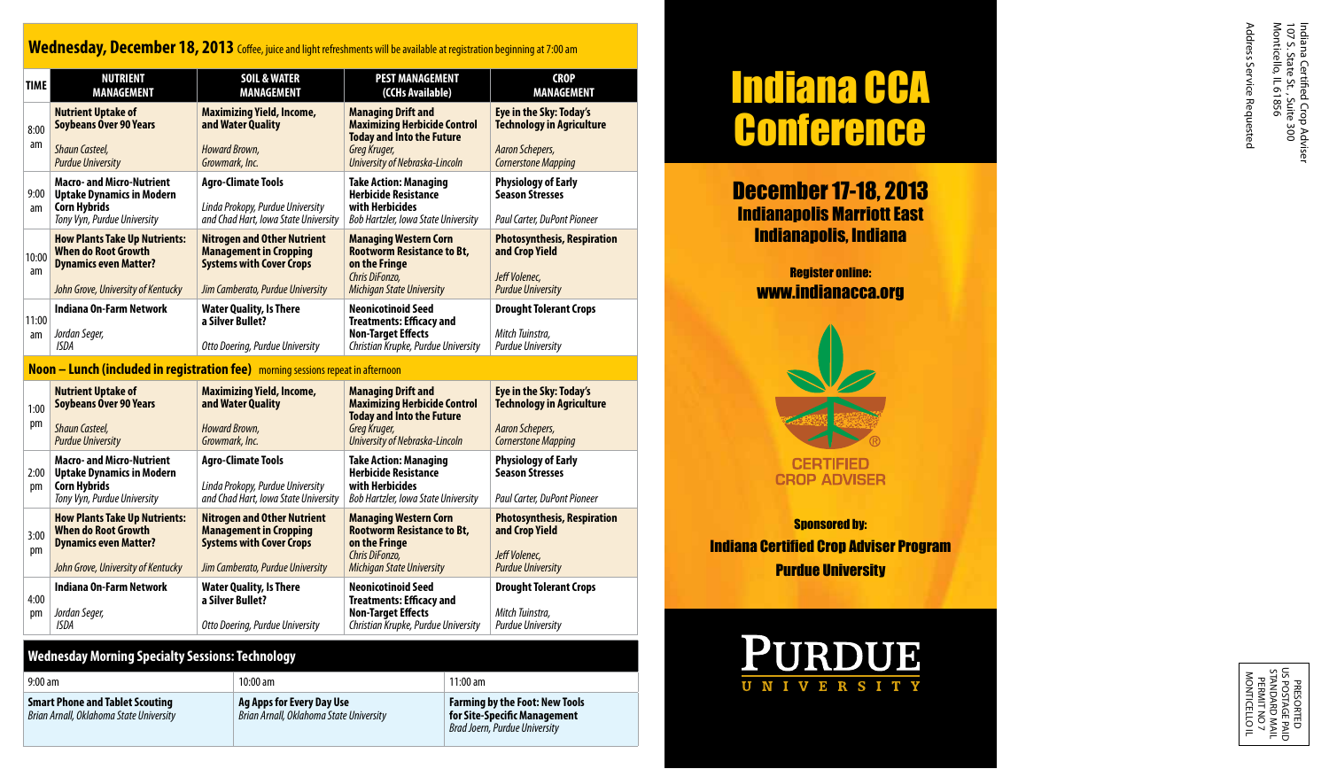## Wednesday, December 18, 2013

Coffee, juice and light refreshments will be available at registration beginning at 7:00 am

| TIME | NUTRIENT MANAGEMENT | SOIL & WATER MANAGEMENT | PEST MANAGEMENT (CCHs Available) | CROP MANAGEMENT |
|---|---|---|---|---|
| 8:00 am | **Nutrient Uptake of Soybeans Over 90 Years** *Shaun Casteel, Purdue University* | **Maximizing Yield, Income, and Water Quality** *Howard Brown, Growmark, Inc.* | **Managing Drift and Maximizing Herbicide Control Today and Into the Future** *Greg Kruger, University of Nebraska-Lincoln* | **Eye in the Sky: Today's Technology in Agriculture** *Aaron Schepers, Cornerstone Mapping* |
| 9:00 am | **Macro- and Micro-Nutrient Uptake Dynamics in Modern Corn Hybrids** *Tony Vyn, Purdue University* | **Agro-Climate Tools** *Linda Prokopy, Purdue University and Chad Hart, Iowa State University* | **Take Action: Managing Herbicide Resistance with Herbicides** *Bob Hartzler, Iowa State University* | **Physiology of Early Season Stresses** *Paul Carter, DuPont Pioneer* |
| 10:00 am | **How Plants Take Up Nutrients: When do Root Growth Dynamics even Matter?** *John Grove, University of Kentucky* | **Nitrogen and Other Nutrient Management in Cropping Systems with Cover Crops** *Jim Camberato, Purdue University* | **Managing Western Corn Rootworm Resistance to Bt, on the Fringe** *Chris DiFonzo, Michigan State University* | **Photosynthesis, Respiration and Crop Yield** *Jeff Volenec, Purdue University* |
| 11:00 am | **Indiana On-Farm Network** *Jordan Seger, ISDA* | **Water Quality, Is There a Silver Bullet?** *Otto Doering, Purdue University* | **Neonicotinoid Seed Treatments: Efficacy and Non-Target Effects** *Christian Krupke, Purdue University* | **Drought Tolerant Crops** *Mitch Tuinstra, Purdue University* |
| **Noon – Lunch (included in registration fee)** morning sessions repeat in afternoon | | | | |
| 1:00 pm | **Nutrient Uptake of Soybeans Over 90 Years** *Shaun Casteel, Purdue University* | **Maximizing Yield, Income, and Water Quality** *Howard Brown, Growmark, Inc.* | **Managing Drift and Maximizing Herbicide Control Today and Into the Future** *Greg Kruger, University of Nebraska-Lincoln* | **Eye in the Sky: Today's Technology in Agriculture** *Aaron Schepers, Cornerstone Mapping* |
| 2:00 pm | **Macro- and Micro-Nutrient Uptake Dynamics in Modern Corn Hybrids** *Tony Vyn, Purdue University* | **Agro-Climate Tools** *Linda Prokopy, Purdue University and Chad Hart, Iowa State University* | **Take Action: Managing Herbicide Resistance with Herbicides** *Bob Hartzler, Iowa State University* | **Physiology of Early Season Stresses** *Paul Carter, DuPont Pioneer* |
| 3:00 pm | **How Plants Take Up Nutrients: When do Root Growth Dynamics even Matter?** *John Grove, University of Kentucky* | **Nitrogen and Other Nutrient Management in Cropping Systems with Cover Crops** *Jim Camberato, Purdue University* | **Managing Western Corn Rootworm Resistance to Bt, on the Fringe** *Chris DiFonzo, Michigan State University* | **Photosynthesis, Respiration and Crop Yield** *Jeff Volenec, Purdue University* |
| 4:00 pm | **Indiana On-Farm Network** *Jordan Seger, ISDA* | **Water Quality, Is There a Silver Bullet?** *Otto Doering, Purdue University* | **Neonicotinoid Seed Treatments: Efficacy and Non-Target Effects** *Christian Krupke, Purdue University* | **Drought Tolerant Crops** *Mitch Tuinstra, Purdue University* |

### Wednesday Morning Specialty Sessions: Technology

| 9:00 am | 10:00 am | 11:00 am |
|---|---|---|
| **Smart Phone and Tablet Scouting** *Brian Arnall, Oklahoma State University* | **Ag Apps for Every Day Use** *Brian Arnall, Oklahoma State University* | **Farming by the Foot: New Tools for Site-Specific Management** *Brad Joern, Purdue University* |

# Indiana CCA Conference

## December 17-18, 2013

### Indianapolis Marriott East
### Indianapolis, Indiana

**Register online:**
**www.indianacca.org**

CERTIFIED CROP ADVISER

**Sponsored by:**
**Indiana Certified Crop Adviser Program**
**Purdue University**

PURDUE UNIVERSITY

Indiana Certified Crop Adviser
107 S. State St., Suite 300
Monticello, IL 61856

Address Service Requested

PRESORTED
US POSTAGE PAID
STANDARD MAIL
PERMIT NO 7
MONTICELLO IL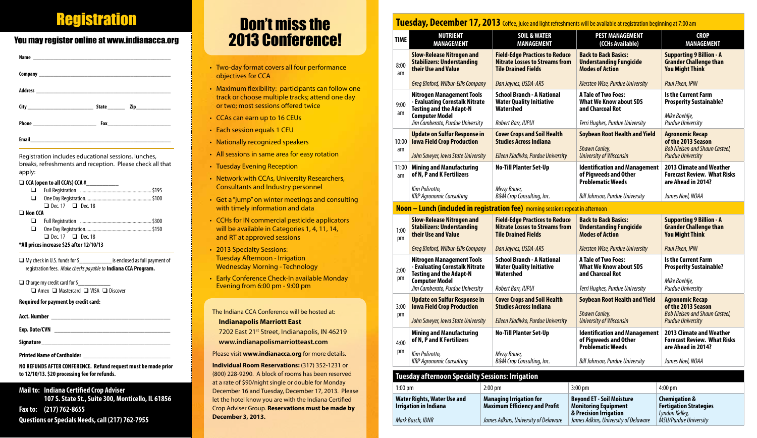# Registration

## You may register online at www.indianacca.org

Name ______________________________________________

Company ______________________________________________

Address ______________________________________________

City ________________________ State _______ Zip _____________

Phone ______________________ Fax ______________________

Email ______________________________________________

Registration includes educational sessions, lunches, breaks, refreshments and reception. Please check all that apply:

❑ **CCA (open to all CCA's) CCA #___________**

- ❑ Full Registration ........................................................ $195
- ❑ One Day Registration.................................................... $100
  - ❑ Dec. 17 ❑ Dec. 18

❑ **Non CCA**

- ❑ Full Registration ........................................................ $300
- ❑ One Day Registration.................................................... $150
  - ❑ Dec. 17 ❑ Dec. 18

**\*All prices increase $25 after 12/10/13**

❑ My check in U.S. funds for $____________ is enclosed as full payment of registration fees. *Make checks payable to* **Indiana CCA Program.**

❑ Charge my credit card for $______________
❑ Amex ❑ Mastercard ❑ VISA ❑ Discover

**Required for payment by credit card:**

**Acct. Number** ______________________________________________

**Exp. Date/CVN** ______________________________________________

**Signature** ______________________________________________

**Printed Name of Cardholder** ______________________________________________

**NO REFUNDS AFTER CONFERENCE. Refund request must be made prior to 12/10/13. $20 processing fee for refunds.**

**Mail to: Indiana Certified Crop Adviser**
**107 S. State St., Suite 300, Monticello, IL 61856**

**Fax to: (217) 762-8655**

**Questions or Specials Needs, call (217) 762-7955**

# Don't miss the 2013 Conference!

- Two-day format covers all four performance objectives for CCA
- Maximum flexibility: participants can follow one track or choose multiple tracks; attend one day or two; most sessions offered twice
- CCAs can earn up to 16 CEUs
- Each session equals 1 CEU
- Nationally recognized speakers
- All sessions in same area for easy rotation
- Tuesday Evening Reception
- Network with CCAs, University Researchers, Consultants and Industry personnel
- Get a "jump" on winter meetings and consulting with timely information and data
- CCHs for IN commercial pesticide applicators will be available in Categories 1, 4, 11, 14, and RT at approved sessions
- 2013 Specialty Sessions:
  Tuesday Afternoon - Irrigation
  Wednesday Morning - Technology
- Early Conference Check-In available Monday Evening from 6:00 pm - 9:00 pm

The Indiana CCA Conference will be hosted at:

**Indianapolis Marriott East**
7202 East 21st Street, Indianapolis, IN 46219
**www.indianapolismarriotteast.com**

Please visit **www.indianacca.org** for more details.

**Individual Room Reservations:** (317) 352-1231 or (800) 228-9290. A block of rooms has been reserved at a rate of $90/night single or double for Monday December 16 and Tuesday, December 17, 2013. Please let the hotel know you are with the Indiana Certified Crop Adviser Group. **Reservations must be made by December 3, 2013.**

## Tuesday, December 17, 2013

Coffee, juice and light refreshments will be available at registration beginning at 7:00 am

| TIME | NUTRIENT MANAGEMENT | SOIL & WATER MANAGEMENT | PEST MANAGEMENT (CCHs Available) | CROP MANAGEMENT |
|---|---|---|---|---|
| 8:00 am | **Slow-Release Nitrogen and Stabilizers: Understanding their Use and Value** *Greg Binford, Wilbur-Ellis Company* | **Field-Edge Practices to Reduce Nitrate Losses to Streams from Tile Drained Fields** *Dan Jaynes, USDA-ARS* | **Back to Back Basics: Understanding Fungicide Modes of Action** *Kiersten Wise, Purdue University* | **Supporting 9 Billion - A Grander Challenge than You Might Think** *Paul Fixen, IPNI* |
| 9:00 am | **Nitrogen Management Tools - Evaluating Cornstalk Nitrate Testing and the Adapt-N Computer Model** *Jim Camberato, Purdue University* | **School Branch - A National Water Quality Initiative Watershed** *Robert Barr, IUPUI* | **A Tale of Two Foes: What We Know about SDS and Charcoal Rot** *Terri Hughes, Purdue University* | **Is the Current Farm Prosperity Sustainable?** *Mike Boehlje, Purdue University* |
| 10:00 am | **Update on Sulfur Response in Iowa Field Crop Production** *John Sawyer, Iowa State University* | **Cover Crops and Soil Health Studies Across Indiana** *Eileen Kladivko, Purdue University* | **Soybean Root Health and Yield** *Shawn Conley, University of Wisconsin* | **Agronomic Recap of the 2013 Season** *Bob Nielsen and Shaun Casteel, Purdue University* |
| 11:00 am | **Mining and Manufacturing of N, P and K Fertilizers** *Kim Polizotto, KRP Agronomic Consulting* | **No-Till Planter Set-Up** *Missy Bauer, B&M Crop Consulting, Inc.* | **Identification and Management of Pigweeds and Other Problematic Weeds** *Bill Johnson, Purdue University* | **2013 Climate and Weather Forecast Review. What Risks are Ahead in 2014?** *James Noel, NOAA* |
| **Noon – Lunch (included in registration fee)** morning sessions repeat in afternoon | | | | |
| 1:00 pm | **Slow-Release Nitrogen and Stabilizers: Understanding their Use and Value** *Greg Binford, Wilbur-Ellis Company* | **Field-Edge Practices to Reduce Nitrate Losses to Streams from Tile Drained Fields** *Dan Jaynes, USDA-ARS* | **Back to Back Basics: Understanding Fungicide Modes of Action** *Kiersten Wise, Purdue University* | **Supporting 9 Billion - A Grander Challenge than You Might Think** *Paul Fixen, IPNI* |
| 2:00 pm | **Nitrogen Management Tools - Evaluating Cornstalk Nitrate Testing and the Adapt-N Computer Model** *Jim Camberato, Purdue University* | **School Branch - A National Water Quality Initiative Watershed** *Robert Barr, IUPUI* | **A Tale of Two Foes: What We Know about SDS and Charcoal Rot** *Terri Hughes, Purdue University* | **Is the Current Farm Prosperity Sustainable?** *Mike Boehlje, Purdue University* |
| 3:00 pm | **Update on Sulfur Response in Iowa Field Crop Production** *John Sawyer, Iowa State University* | **Cover Crops and Soil Health Studies Across Indiana** *Eileen Kladivko, Purdue University* | **Soybean Root Health and Yield** *Shawn Conley, University of Wisconsin* | **Agronomic Recap of the 2013 Season** *Bob Nielsen and Shaun Casteel, Purdue University* |
| 4:00 pm | **Mining and Manufacturing of N, P and K Fertilizers** *Kim Polizotto, KRP Agronomic Consulting* | **No-Till Planter Set-Up** *Missy Bauer, B&M Crop Consulting, Inc.* | **Identification and Management of Pigweeds and Other Problematic Weeds** *Bill Johnson, Purdue University* | **2013 Climate and Weather Forecast Review. What Risks are Ahead in 2014?** *James Noel, NOAA* |

## Tuesday afternoon Specialty Sessions: Irrigation

| 1:00 pm | 2:00 pm | 3:00 pm | 4:00 pm |
|---|---|---|---|
| **Water Rights, Water Use and Irrigation in Indiana** *Mark Basch, IDNR* | **Managing Irrigation for Maximum Efficiency and Profit** *James Adkins, University of Delaware* | **Beyond ET - Soil Moisture Monitoring Equipment & Precision Irrigation** *James Adkins, University of Delaware* | **Chemigation & Fertigation Strategies** *Lyndon Kelley, MSU/Purdue University* |